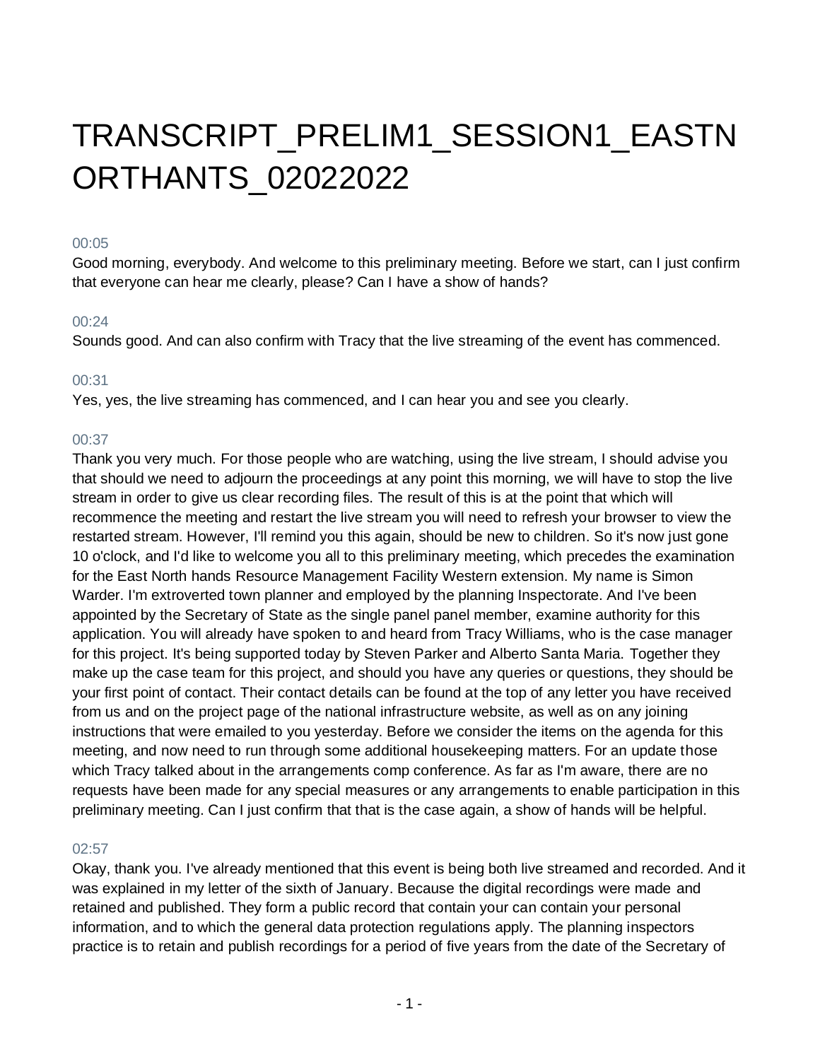# TRANSCRIPT_PRELIM1_SESSION1_EASTNORTHANTS_02022022

00:05

Good morning, everybody. And welcome to this preliminary meeting. Before we start, can I just confirm that everyone can hear me clearly, please? Can I have a show of hands?

00:24

Sounds good. And can also confirm with Tracy that the live streaming of the event has commenced.

00:31

Yes, yes, the live streaming has commenced, and I can hear you and see you clearly.

00:37

Thank you very much. For those people who are watching, using the live stream, I should advise you that should we need to adjourn the proceedings at any point this morning, we will have to stop the live stream in order to give us clear recording files. The result of this is at the point that which will recommence the meeting and restart the live stream you will need to refresh your browser to view the restarted stream. However, I'll remind you this again, should be new to children. So it's now just gone 10 o'clock, and I'd like to welcome you all to this preliminary meeting, which precedes the examination for the East North hands Resource Management Facility Western extension. My name is Simon Warder. I'm extroverted town planner and employed by the planning Inspectorate. And I've been appointed by the Secretary of State as the single panel panel member, examine authority for this application. You will already have spoken to and heard from Tracy Williams, who is the case manager for this project. It's being supported today by Steven Parker and Alberto Santa Maria. Together they make up the case team for this project, and should you have any queries or questions, they should be your first point of contact. Their contact details can be found at the top of any letter you have received from us and on the project page of the national infrastructure website, as well as on any joining instructions that were emailed to you yesterday. Before we consider the items on the agenda for this meeting, and now need to run through some additional housekeeping matters. For an update those which Tracy talked about in the arrangements comp conference. As far as I'm aware, there are no requests have been made for any special measures or any arrangements to enable participation in this preliminary meeting. Can I just confirm that that is the case again, a show of hands will be helpful.

02:57

Okay, thank you. I've already mentioned that this event is being both live streamed and recorded. And it was explained in my letter of the sixth of January. Because the digital recordings were made and retained and published. They form a public record that contain your can contain your personal information, and to which the general data protection regulations apply. The planning inspectors practice is to retain and publish recordings for a period of five years from the date of the Secretary of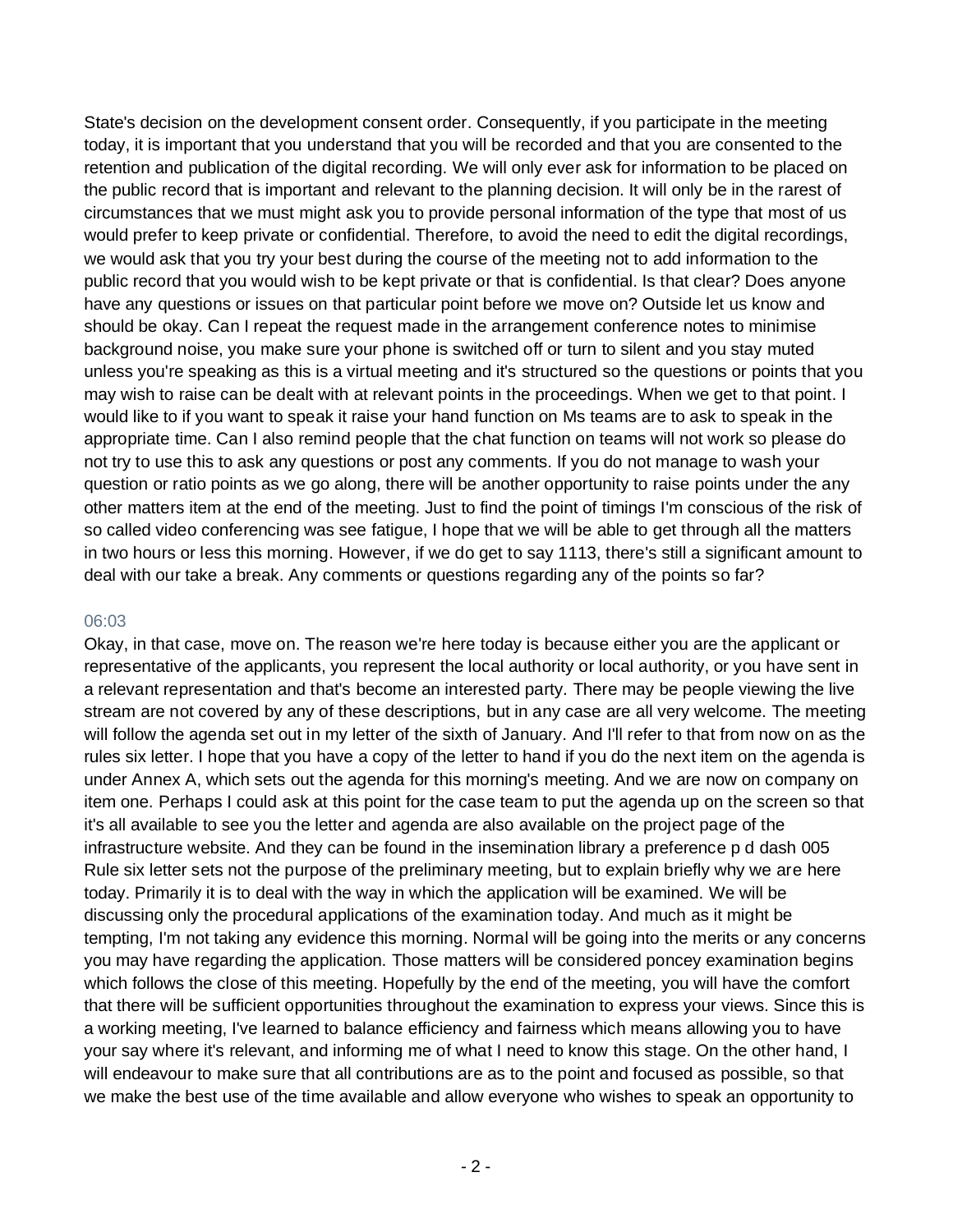State's decision on the development consent order. Consequently, if you participate in the meeting today, it is important that you understand that you will be recorded and that you are consented to the retention and publication of the digital recording. We will only ever ask for information to be placed on the public record that is important and relevant to the planning decision. It will only be in the rarest of circumstances that we must might ask you to provide personal information of the type that most of us would prefer to keep private or confidential. Therefore, to avoid the need to edit the digital recordings, we would ask that you try your best during the course of the meeting not to add information to the public record that you would wish to be kept private or that is confidential. Is that clear? Does anyone have any questions or issues on that particular point before we move on? Outside let us know and should be okay. Can I repeat the request made in the arrangement conference notes to minimise background noise, you make sure your phone is switched off or turn to silent and you stay muted unless you're speaking as this is a virtual meeting and it's structured so the questions or points that you may wish to raise can be dealt with at relevant points in the proceedings. When we get to that point. I would like to if you want to speak it raise your hand function on Ms teams are to ask to speak in the appropriate time. Can I also remind people that the chat function on teams will not work so please do not try to use this to ask any questions or post any comments. If you do not manage to wash your question or ratio points as we go along, there will be another opportunity to raise points under the any other matters item at the end of the meeting. Just to find the point of timings I'm conscious of the risk of so called video conferencing was see fatigue, I hope that we will be able to get through all the matters in two hours or less this morning. However, if we do get to say 1113, there's still a significant amount to deal with our take a break. Any comments or questions regarding any of the points so far?

06:03

Okay, in that case, move on. The reason we're here today is because either you are the applicant or representative of the applicants, you represent the local authority or local authority, or you have sent in a relevant representation and that's become an interested party. There may be people viewing the live stream are not covered by any of these descriptions, but in any case are all very welcome. The meeting will follow the agenda set out in my letter of the sixth of January. And I'll refer to that from now on as the rules six letter. I hope that you have a copy of the letter to hand if you do the next item on the agenda is under Annex A, which sets out the agenda for this morning's meeting. And we are now on company on item one. Perhaps I could ask at this point for the case team to put the agenda up on the screen so that it's all available to see you the letter and agenda are also available on the project page of the infrastructure website. And they can be found in the insemination library a preference p d dash 005 Rule six letter sets not the purpose of the preliminary meeting, but to explain briefly why we are here today. Primarily it is to deal with the way in which the application will be examined. We will be discussing only the procedural applications of the examination today. And much as it might be tempting, I'm not taking any evidence this morning. Normal will be going into the merits or any concerns you may have regarding the application. Those matters will be considered poncey examination begins which follows the close of this meeting. Hopefully by the end of the meeting, you will have the comfort that there will be sufficient opportunities throughout the examination to express your views. Since this is a working meeting, I've learned to balance efficiency and fairness which means allowing you to have your say where it's relevant, and informing me of what I need to know this stage. On the other hand, I will endeavour to make sure that all contributions are as to the point and focused as possible, so that we make the best use of the time available and allow everyone who wishes to speak an opportunity to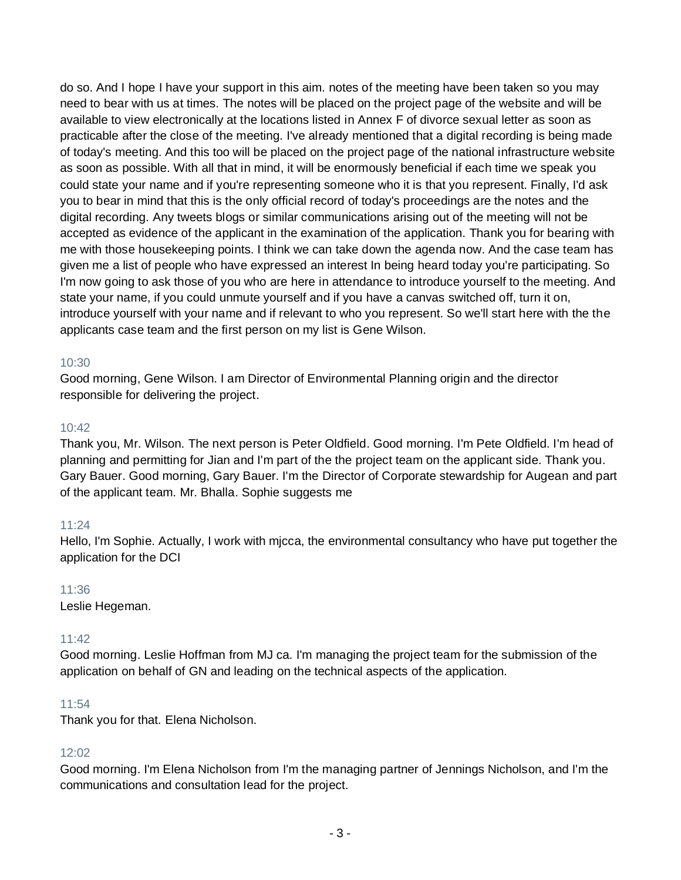do so. And I hope I have your support in this aim. notes of the meeting have been taken so you may need to bear with us at times. The notes will be placed on the project page of the website and will be available to view electronically at the locations listed in Annex F of divorce sexual letter as soon as practicable after the close of the meeting. I've already mentioned that a digital recording is being made of today's meeting. And this too will be placed on the project page of the national infrastructure website as soon as possible. With all that in mind, it will be enormously beneficial if each time we speak you could state your name and if you're representing someone who it is that you represent. Finally, I'd ask you to bear in mind that this is the only official record of today's proceedings are the notes and the digital recording. Any tweets blogs or similar communications arising out of the meeting will not be accepted as evidence of the applicant in the examination of the application. Thank you for bearing with me with those housekeeping points. I think we can take down the agenda now. And the case team has given me a list of people who have expressed an interest In being heard today you're participating. So I'm now going to ask those of you who are here in attendance to introduce yourself to the meeting. And state your name, if you could unmute yourself and if you have a canvas switched off, turn it on, introduce yourself with your name and if relevant to who you represent. So we'll start here with the the applicants case team and the first person on my list is Gene Wilson.

10:30

Good morning, Gene Wilson. I am Director of Environmental Planning origin and the director responsible for delivering the project.

10:42

Thank you, Mr. Wilson. The next person is Peter Oldfield. Good morning. I'm Pete Oldfield. I'm head of planning and permitting for Jian and I'm part of the the project team on the applicant side. Thank you. Gary Bauer. Good morning, Gary Bauer. I'm the Director of Corporate stewardship for Augean and part of the applicant team. Mr. Bhalla. Sophie suggests me

11:24

Hello, I'm Sophie. Actually, I work with mjcca, the environmental consultancy who have put together the application for the DCI

11:36

Leslie Hegeman.

11:42

Good morning. Leslie Hoffman from MJ ca. I'm managing the project team for the submission of the application on behalf of GN and leading on the technical aspects of the application.

11:54

Thank you for that. Elena Nicholson.

12:02

Good morning. I'm Elena Nicholson from I'm the managing partner of Jennings Nicholson, and I'm the communications and consultation lead for the project.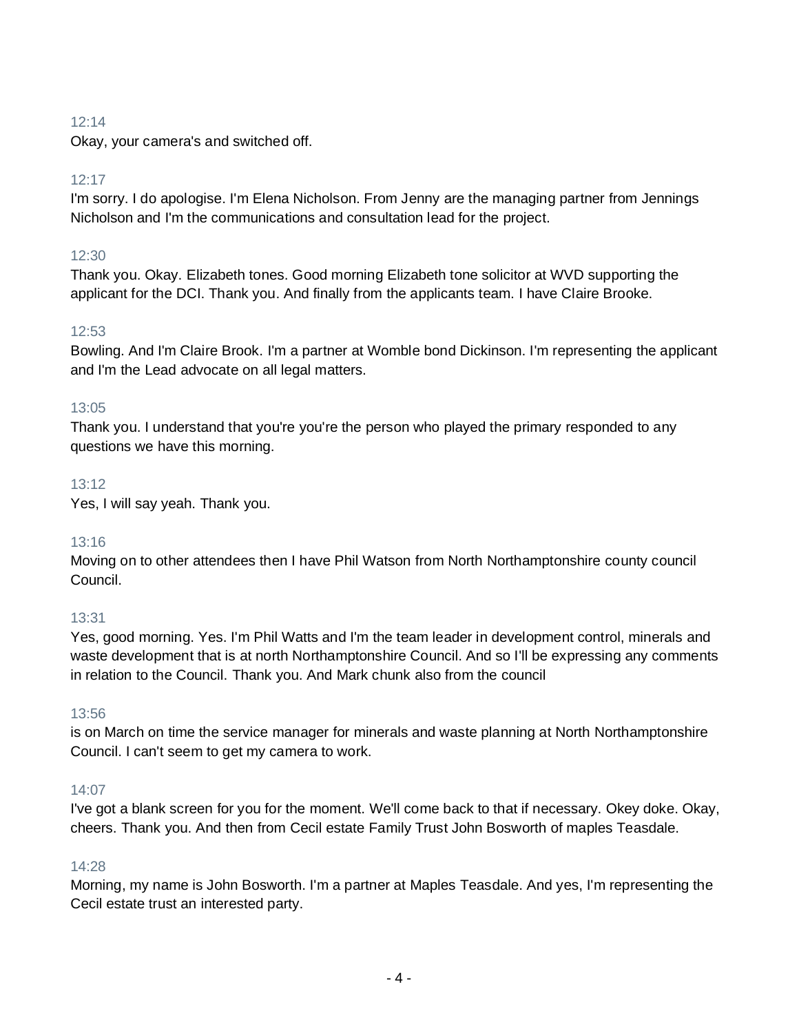12:14

Okay, your camera's and switched off.

12:17

I'm sorry. I do apologise. I'm Elena Nicholson. From Jenny are the managing partner from Jennings Nicholson and I'm the communications and consultation lead for the project.

12:30

Thank you. Okay. Elizabeth tones. Good morning Elizabeth tone solicitor at WVD supporting the applicant for the DCI. Thank you. And finally from the applicants team. I have Claire Brooke.

12:53

Bowling. And I'm Claire Brook. I'm a partner at Womble bond Dickinson. I'm representing the applicant and I'm the Lead advocate on all legal matters.

13:05

Thank you. I understand that you're you're the person who played the primary responded to any questions we have this morning.

13:12

Yes, I will say yeah. Thank you.

13:16

Moving on to other attendees then I have Phil Watson from North Northamptonshire county council Council.

13:31

Yes, good morning. Yes. I'm Phil Watts and I'm the team leader in development control, minerals and waste development that is at north Northamptonshire Council. And so I'll be expressing any comments in relation to the Council. Thank you. And Mark chunk also from the council

13:56

is on March on time the service manager for minerals and waste planning at North Northamptonshire Council. I can't seem to get my camera to work.

14:07

I've got a blank screen for you for the moment. We'll come back to that if necessary. Okey doke. Okay, cheers. Thank you. And then from Cecil estate Family Trust John Bosworth of maples Teasdale.

14:28

Morning, my name is John Bosworth. I'm a partner at Maples Teasdale. And yes, I'm representing the Cecil estate trust an interested party.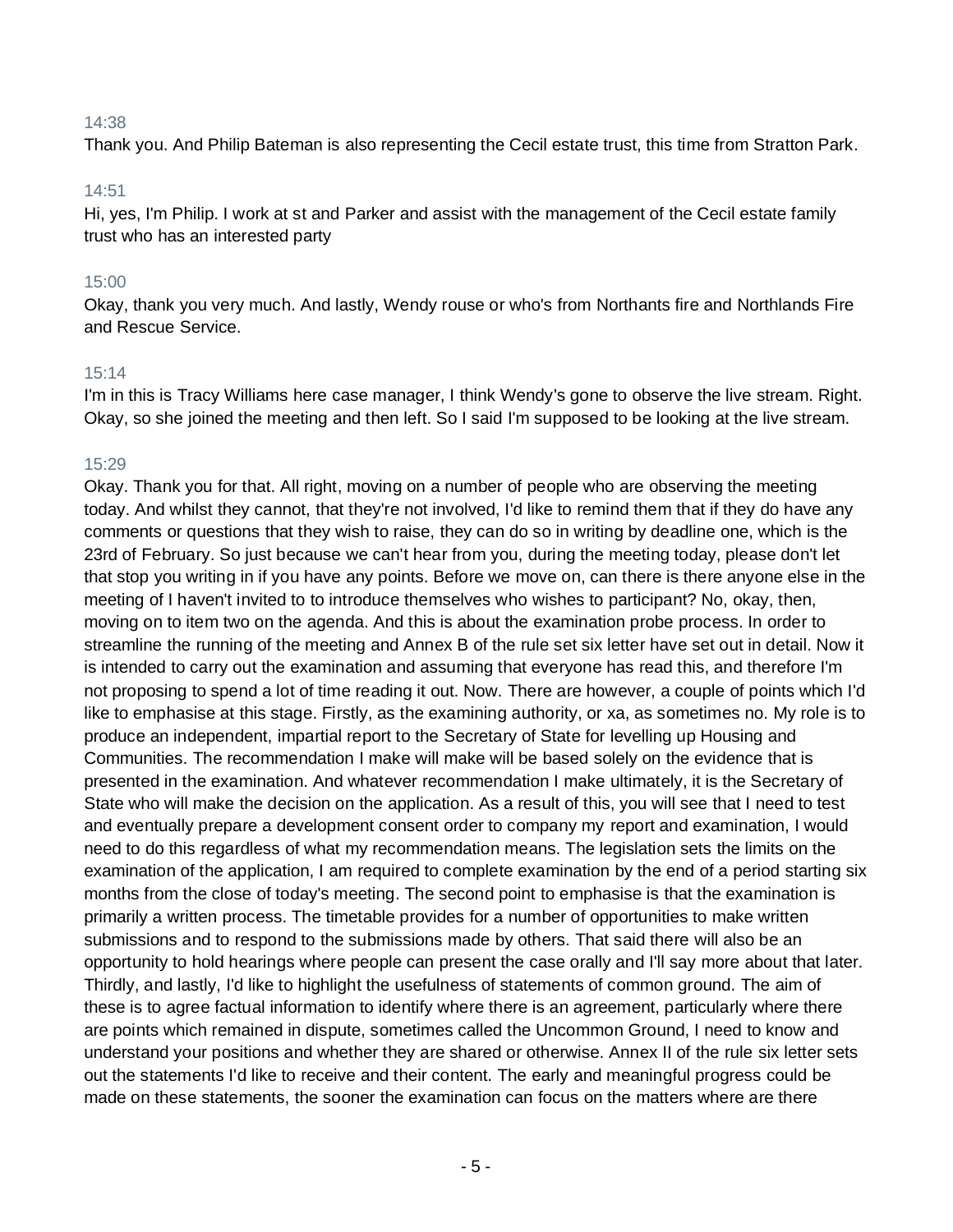14:38

Thank you. And Philip Bateman is also representing the Cecil estate trust, this time from Stratton Park.

14:51

Hi, yes, I'm Philip. I work at st and Parker and assist with the management of the Cecil estate family trust who has an interested party

15:00

Okay, thank you very much. And lastly, Wendy rouse or who's from Northants fire and Northlands Fire and Rescue Service.

15:14

I'm in this is Tracy Williams here case manager, I think Wendy's gone to observe the live stream. Right. Okay, so she joined the meeting and then left. So I said I'm supposed to be looking at the live stream.

15:29

Okay. Thank you for that. All right, moving on a number of people who are observing the meeting today. And whilst they cannot, that they're not involved, I'd like to remind them that if they do have any comments or questions that they wish to raise, they can do so in writing by deadline one, which is the 23rd of February. So just because we can't hear from you, during the meeting today, please don't let that stop you writing in if you have any points. Before we move on, can there is there anyone else in the meeting of I haven't invited to to introduce themselves who wishes to participant? No, okay, then, moving on to item two on the agenda. And this is about the examination probe process. In order to streamline the running of the meeting and Annex B of the rule set six letter have set out in detail. Now it is intended to carry out the examination and assuming that everyone has read this, and therefore I'm not proposing to spend a lot of time reading it out. Now. There are however, a couple of points which I'd like to emphasise at this stage. Firstly, as the examining authority, or xa, as sometimes no. My role is to produce an independent, impartial report to the Secretary of State for levelling up Housing and Communities. The recommendation I make will make will be based solely on the evidence that is presented in the examination. And whatever recommendation I make ultimately, it is the Secretary of State who will make the decision on the application. As a result of this, you will see that I need to test and eventually prepare a development consent order to company my report and examination, I would need to do this regardless of what my recommendation means. The legislation sets the limits on the examination of the application, I am required to complete examination by the end of a period starting six months from the close of today's meeting. The second point to emphasise is that the examination is primarily a written process. The timetable provides for a number of opportunities to make written submissions and to respond to the submissions made by others. That said there will also be an opportunity to hold hearings where people can present the case orally and I'll say more about that later. Thirdly, and lastly, I'd like to highlight the usefulness of statements of common ground. The aim of these is to agree factual information to identify where there is an agreement, particularly where there are points which remained in dispute, sometimes called the Uncommon Ground, I need to know and understand your positions and whether they are shared or otherwise. Annex II of the rule six letter sets out the statements I'd like to receive and their content. The early and meaningful progress could be made on these statements, the sooner the examination can focus on the matters where are there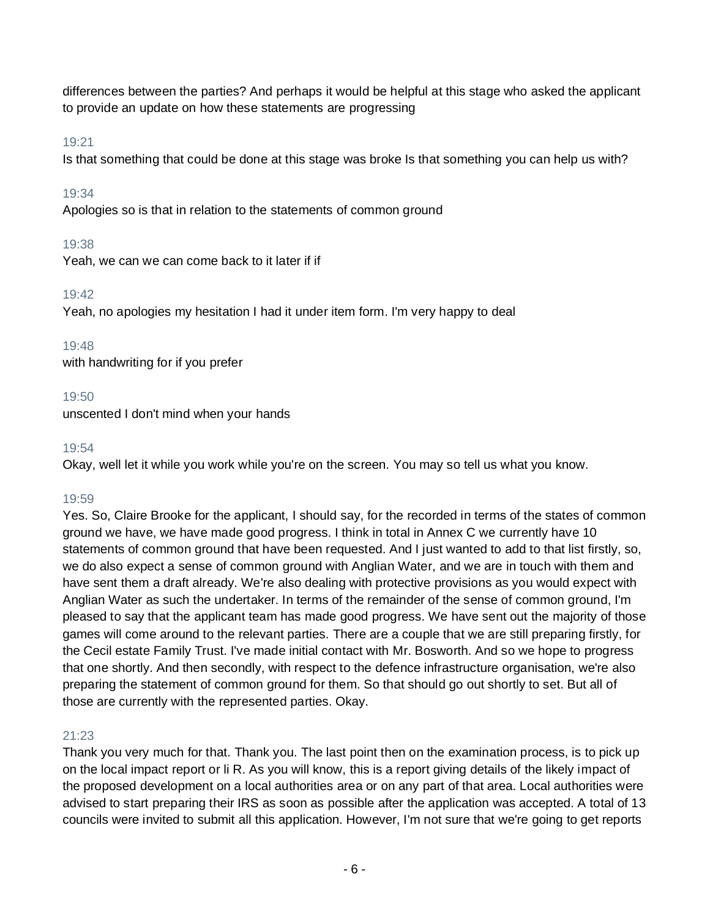differences between the parties? And perhaps it would be helpful at this stage who asked the applicant to provide an update on how these statements are progressing

19:21

Is that something that could be done at this stage was broke Is that something you can help us with?

19:34

Apologies so is that in relation to the statements of common ground

19:38

Yeah, we can we can come back to it later if if

19:42

Yeah, no apologies my hesitation I had it under item form. I'm very happy to deal

19:48

with handwriting for if you prefer

19:50

unscented I don't mind when your hands

19:54

Okay, well let it while you work while you're on the screen. You may so tell us what you know.

19:59

Yes. So, Claire Brooke for the applicant, I should say, for the recorded in terms of the states of common ground we have, we have made good progress. I think in total in Annex C we currently have 10 statements of common ground that have been requested. And I just wanted to add to that list firstly, so, we do also expect a sense of common ground with Anglian Water, and we are in touch with them and have sent them a draft already. We're also dealing with protective provisions as you would expect with Anglian Water as such the undertaker. In terms of the remainder of the sense of common ground, I'm pleased to say that the applicant team has made good progress. We have sent out the majority of those games will come around to the relevant parties. There are a couple that we are still preparing firstly, for the Cecil estate Family Trust. I've made initial contact with Mr. Bosworth. And so we hope to progress that one shortly. And then secondly, with respect to the defence infrastructure organisation, we're also preparing the statement of common ground for them. So that should go out shortly to set. But all of those are currently with the represented parties. Okay.

21:23

Thank you very much for that. Thank you. The last point then on the examination process, is to pick up on the local impact report or li R. As you will know, this is a report giving details of the likely impact of the proposed development on a local authorities area or on any part of that area. Local authorities were advised to start preparing their IRS as soon as possible after the application was accepted. A total of 13 councils were invited to submit all this application. However, I'm not sure that we're going to get reports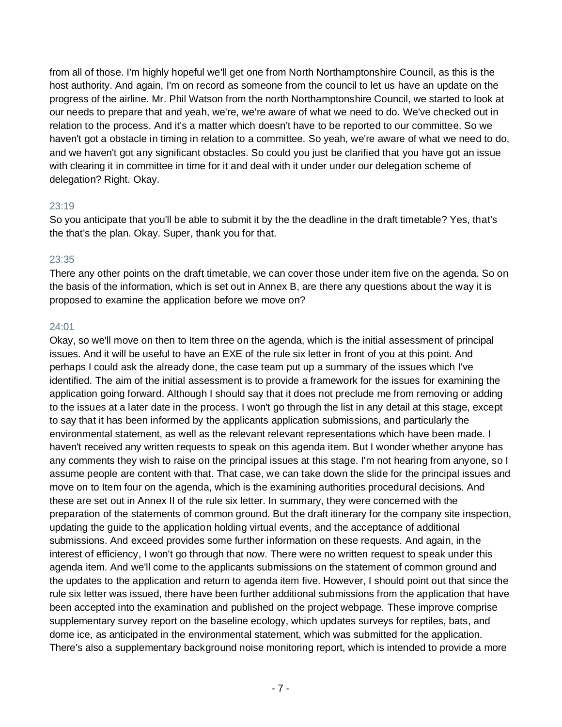from all of those. I'm highly hopeful we'll get one from North Northamptonshire Council, as this is the host authority. And again, I'm on record as someone from the council to let us have an update on the progress of the airline. Mr. Phil Watson from the north Northamptonshire Council, we started to look at our needs to prepare that and yeah, we're, we're aware of what we need to do. We've checked out in relation to the process. And it's a matter which doesn't have to be reported to our committee. So we haven't got a obstacle in timing in relation to a committee. So yeah, we're aware of what we need to do, and we haven't got any significant obstacles. So could you just be clarified that you have got an issue with clearing it in committee in time for it and deal with it under under our delegation scheme of delegation? Right. Okay.

23:19

So you anticipate that you'll be able to submit it by the the deadline in the draft timetable? Yes, that's the that's the plan. Okay. Super, thank you for that.

23:35

There any other points on the draft timetable, we can cover those under item five on the agenda. So on the basis of the information, which is set out in Annex B, are there any questions about the way it is proposed to examine the application before we move on?

24:01

Okay, so we'll move on then to Item three on the agenda, which is the initial assessment of principal issues. And it will be useful to have an EXE of the rule six letter in front of you at this point. And perhaps I could ask the already done, the case team put up a summary of the issues which I've identified. The aim of the initial assessment is to provide a framework for the issues for examining the application going forward. Although I should say that it does not preclude me from removing or adding to the issues at a later date in the process. I won't go through the list in any detail at this stage, except to say that it has been informed by the applicants application submissions, and particularly the environmental statement, as well as the relevant relevant representations which have been made. I haven't received any written requests to speak on this agenda item. But I wonder whether anyone has any comments they wish to raise on the principal issues at this stage. I'm not hearing from anyone, so I assume people are content with that. That case, we can take down the slide for the principal issues and move on to Item four on the agenda, which is the examining authorities procedural decisions. And these are set out in Annex II of the rule six letter. In summary, they were concerned with the preparation of the statements of common ground. But the draft itinerary for the company site inspection, updating the guide to the application holding virtual events, and the acceptance of additional submissions. And exceed provides some further information on these requests. And again, in the interest of efficiency, I won't go through that now. There were no written request to speak under this agenda item. And we'll come to the applicants submissions on the statement of common ground and the updates to the application and return to agenda item five. However, I should point out that since the rule six letter was issued, there have been further additional submissions from the application that have been accepted into the examination and published on the project webpage. These improve comprise supplementary survey report on the baseline ecology, which updates surveys for reptiles, bats, and dome ice, as anticipated in the environmental statement, which was submitted for the application. There's also a supplementary background noise monitoring report, which is intended to provide a more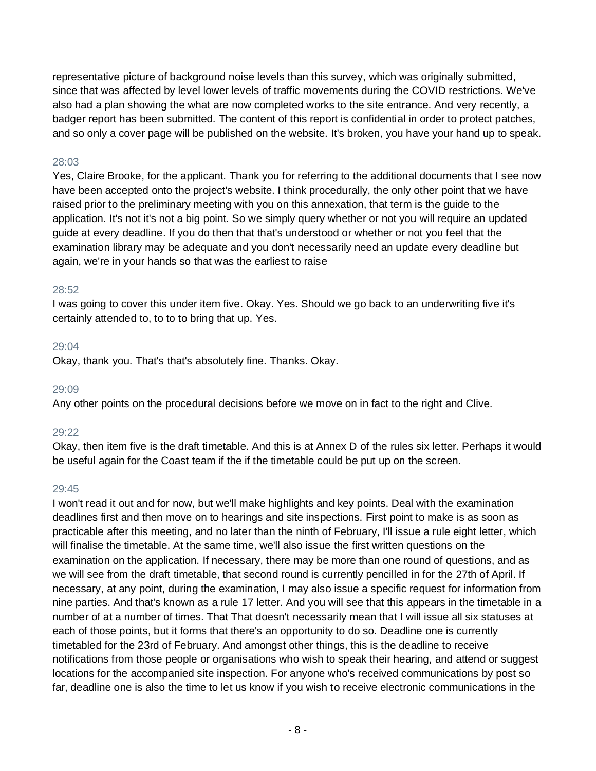representative picture of background noise levels than this survey, which was originally submitted, since that was affected by level lower levels of traffic movements during the COVID restrictions. We've also had a plan showing the what are now completed works to the site entrance. And very recently, a badger report has been submitted. The content of this report is confidential in order to protect patches, and so only a cover page will be published on the website. It's broken, you have your hand up to speak.

28:03

Yes, Claire Brooke, for the applicant. Thank you for referring to the additional documents that I see now have been accepted onto the project's website. I think procedurally, the only other point that we have raised prior to the preliminary meeting with you on this annexation, that term is the guide to the application. It's not it's not a big point. So we simply query whether or not you will require an updated guide at every deadline. If you do then that that's understood or whether or not you feel that the examination library may be adequate and you don't necessarily need an update every deadline but again, we're in your hands so that was the earliest to raise

28:52

I was going to cover this under item five. Okay. Yes. Should we go back to an underwriting five it's certainly attended to, to to to bring that up. Yes.

29:04

Okay, thank you. That's that's absolutely fine. Thanks. Okay.

29:09

Any other points on the procedural decisions before we move on in fact to the right and Clive.

29:22

Okay, then item five is the draft timetable. And this is at Annex D of the rules six letter. Perhaps it would be useful again for the Coast team if the if the timetable could be put up on the screen.

29:45

I won't read it out and for now, but we'll make highlights and key points. Deal with the examination deadlines first and then move on to hearings and site inspections. First point to make is as soon as practicable after this meeting, and no later than the ninth of February, I'll issue a rule eight letter, which will finalise the timetable. At the same time, we'll also issue the first written questions on the examination on the application. If necessary, there may be more than one round of questions, and as we will see from the draft timetable, that second round is currently pencilled in for the 27th of April. If necessary, at any point, during the examination, I may also issue a specific request for information from nine parties. And that's known as a rule 17 letter. And you will see that this appears in the timetable in a number of at a number of times. That That doesn't necessarily mean that I will issue all six statuses at each of those points, but it forms that there's an opportunity to do so. Deadline one is currently timetabled for the 23rd of February. And amongst other things, this is the deadline to receive notifications from those people or organisations who wish to speak their hearing, and attend or suggest locations for the accompanied site inspection. For anyone who's received communications by post so far, deadline one is also the time to let us know if you wish to receive electronic communications in the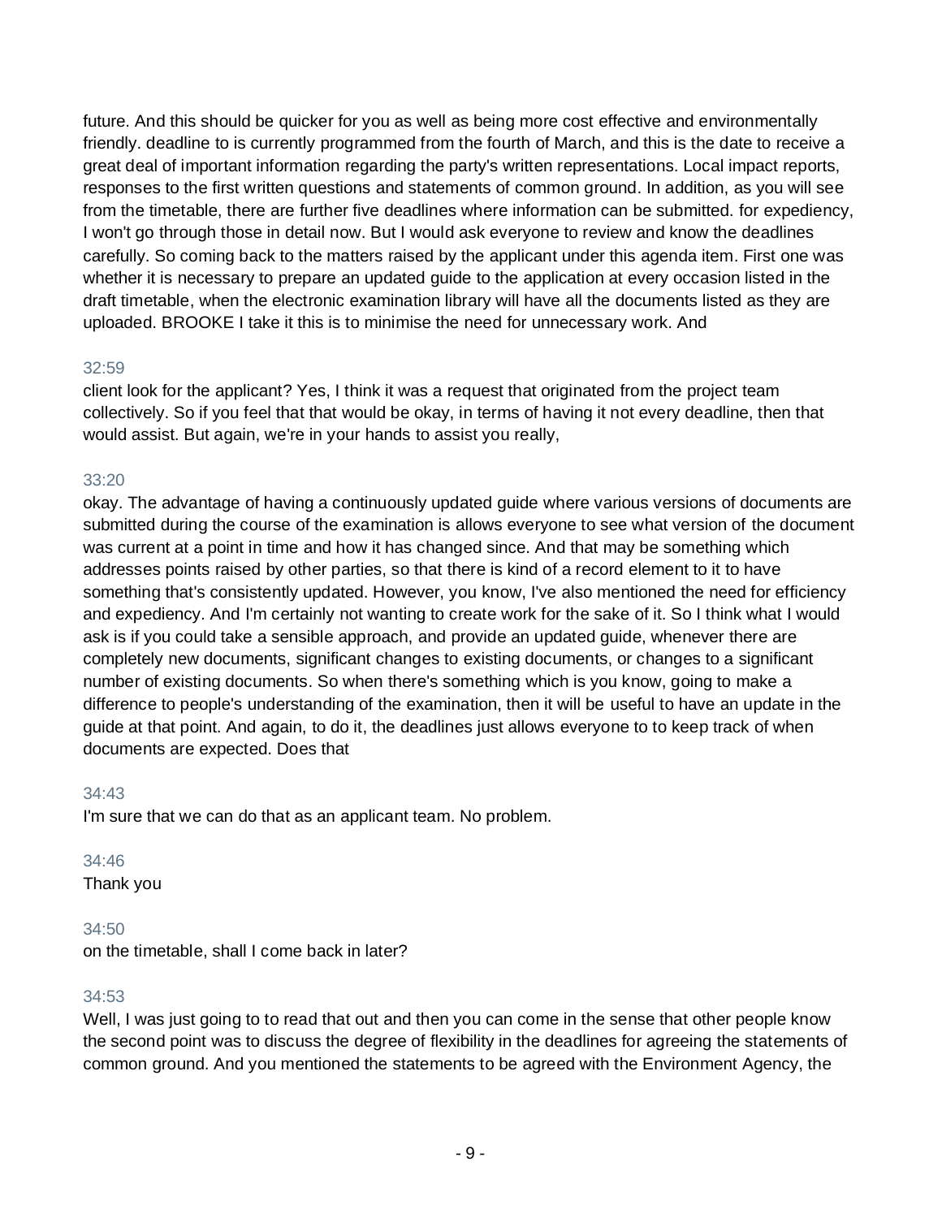future. And this should be quicker for you as well as being more cost effective and environmentally friendly. deadline to is currently programmed from the fourth of March, and this is the date to receive a great deal of important information regarding the party's written representations. Local impact reports, responses to the first written questions and statements of common ground. In addition, as you will see from the timetable, there are further five deadlines where information can be submitted. for expediency, I won't go through those in detail now. But I would ask everyone to review and know the deadlines carefully. So coming back to the matters raised by the applicant under this agenda item. First one was whether it is necessary to prepare an updated guide to the application at every occasion listed in the draft timetable, when the electronic examination library will have all the documents listed as they are uploaded. BROOKE I take it this is to minimise the need for unnecessary work. And

32:59

client look for the applicant? Yes, I think it was a request that originated from the project team collectively. So if you feel that that would be okay, in terms of having it not every deadline, then that would assist. But again, we're in your hands to assist you really,

33:20

okay. The advantage of having a continuously updated guide where various versions of documents are submitted during the course of the examination is allows everyone to see what version of the document was current at a point in time and how it has changed since. And that may be something which addresses points raised by other parties, so that there is kind of a record element to it to have something that's consistently updated. However, you know, I've also mentioned the need for efficiency and expediency. And I'm certainly not wanting to create work for the sake of it. So I think what I would ask is if you could take a sensible approach, and provide an updated guide, whenever there are completely new documents, significant changes to existing documents, or changes to a significant number of existing documents. So when there's something which is you know, going to make a difference to people's understanding of the examination, then it will be useful to have an update in the guide at that point. And again, to do it, the deadlines just allows everyone to to keep track of when documents are expected. Does that

34:43

I'm sure that we can do that as an applicant team. No problem.

34:46

Thank you

34:50

on the timetable, shall I come back in later?

34:53

Well, I was just going to to read that out and then you can come in the sense that other people know the second point was to discuss the degree of flexibility in the deadlines for agreeing the statements of common ground. And you mentioned the statements to be agreed with the Environment Agency, the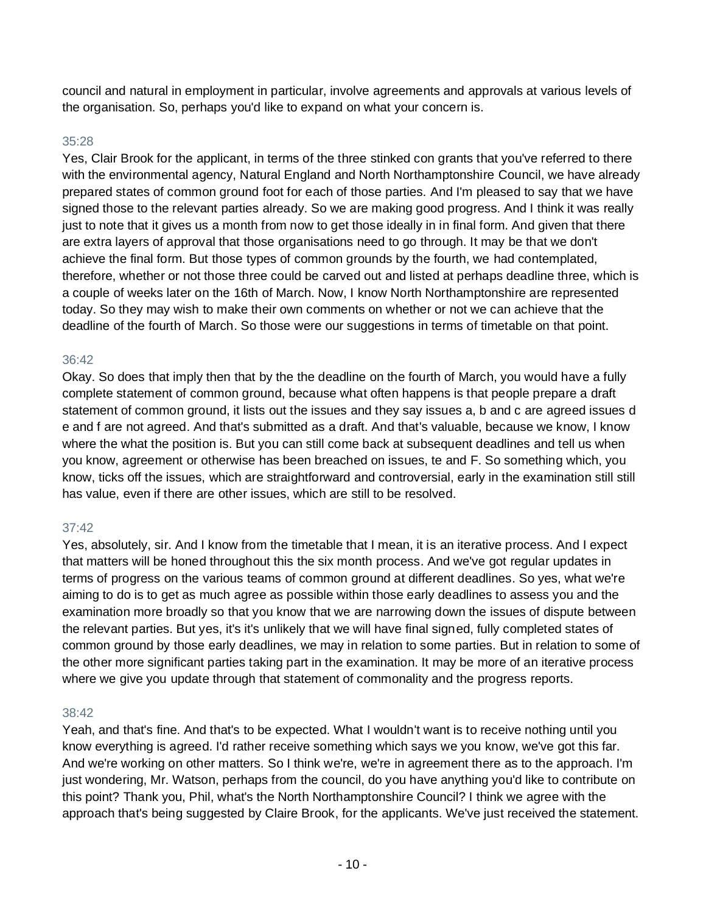council and natural in employment in particular, involve agreements and approvals at various levels of the organisation. So, perhaps you'd like to expand on what your concern is.

35:28

Yes, Clair Brook for the applicant, in terms of the three stinked con grants that you've referred to there with the environmental agency, Natural England and North Northamptonshire Council, we have already prepared states of common ground foot for each of those parties. And I'm pleased to say that we have signed those to the relevant parties already. So we are making good progress. And I think it was really just to note that it gives us a month from now to get those ideally in in final form. And given that there are extra layers of approval that those organisations need to go through. It may be that we don't achieve the final form. But those types of common grounds by the fourth, we had contemplated, therefore, whether or not those three could be carved out and listed at perhaps deadline three, which is a couple of weeks later on the 16th of March. Now, I know North Northamptonshire are represented today. So they may wish to make their own comments on whether or not we can achieve that the deadline of the fourth of March. So those were our suggestions in terms of timetable on that point.

36:42

Okay. So does that imply then that by the the deadline on the fourth of March, you would have a fully complete statement of common ground, because what often happens is that people prepare a draft statement of common ground, it lists out the issues and they say issues a, b and c are agreed issues d e and f are not agreed. And that's submitted as a draft. And that's valuable, because we know, I know where the what the position is. But you can still come back at subsequent deadlines and tell us when you know, agreement or otherwise has been breached on issues, te and F. So something which, you know, ticks off the issues, which are straightforward and controversial, early in the examination still still has value, even if there are other issues, which are still to be resolved.

37:42

Yes, absolutely, sir. And I know from the timetable that I mean, it is an iterative process. And I expect that matters will be honed throughout this the six month process. And we've got regular updates in terms of progress on the various teams of common ground at different deadlines. So yes, what we're aiming to do is to get as much agree as possible within those early deadlines to assess you and the examination more broadly so that you know that we are narrowing down the issues of dispute between the relevant parties. But yes, it's it's unlikely that we will have final signed, fully completed states of common ground by those early deadlines, we may in relation to some parties. But in relation to some of the other more significant parties taking part in the examination. It may be more of an iterative process where we give you update through that statement of commonality and the progress reports.

38:42

Yeah, and that's fine. And that's to be expected. What I wouldn't want is to receive nothing until you know everything is agreed. I'd rather receive something which says we you know, we've got this far. And we're working on other matters. So I think we're, we're in agreement there as to the approach. I'm just wondering, Mr. Watson, perhaps from the council, do you have anything you'd like to contribute on this point? Thank you, Phil, what's the North Northamptonshire Council? I think we agree with the approach that's being suggested by Claire Brook, for the applicants. We've just received the statement.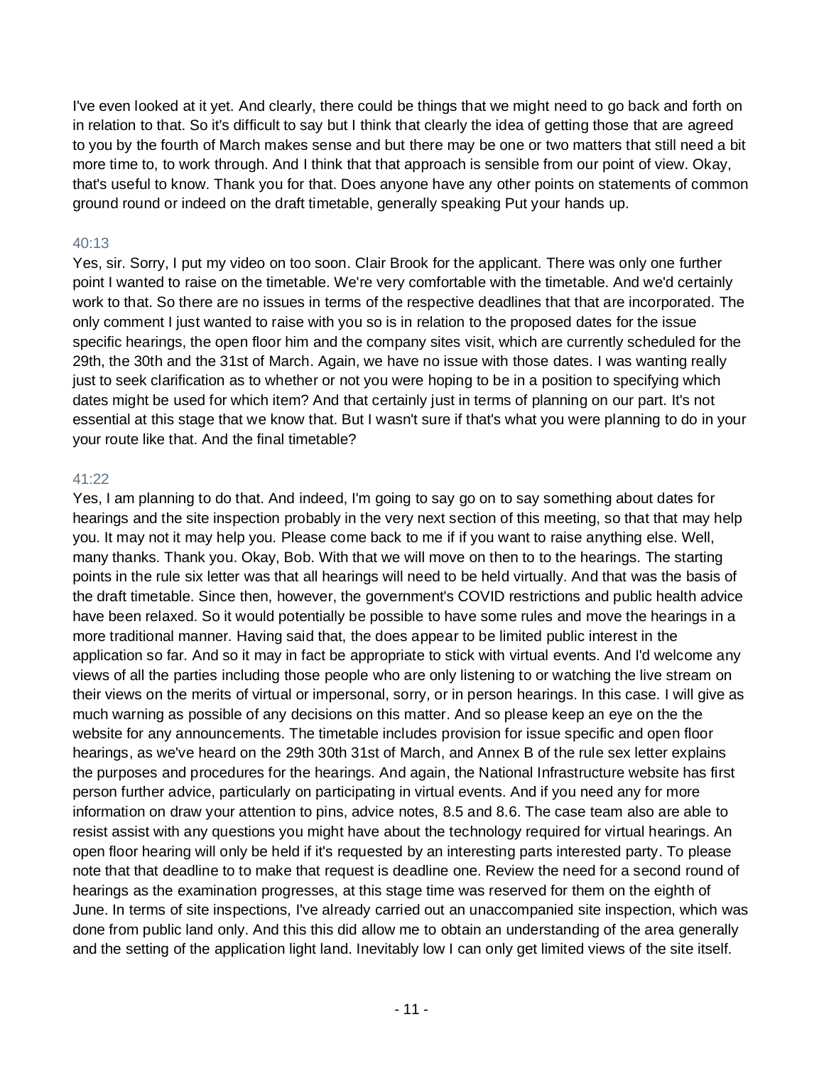I've even looked at it yet. And clearly, there could be things that we might need to go back and forth on in relation to that. So it's difficult to say but I think that clearly the idea of getting those that are agreed to you by the fourth of March makes sense and but there may be one or two matters that still need a bit more time to, to work through. And I think that that approach is sensible from our point of view. Okay, that's useful to know. Thank you for that. Does anyone have any other points on statements of common ground round or indeed on the draft timetable, generally speaking Put your hands up.

40:13

Yes, sir. Sorry, I put my video on too soon. Clair Brook for the applicant. There was only one further point I wanted to raise on the timetable. We're very comfortable with the timetable. And we'd certainly work to that. So there are no issues in terms of the respective deadlines that that are incorporated. The only comment I just wanted to raise with you so is in relation to the proposed dates for the issue specific hearings, the open floor him and the company sites visit, which are currently scheduled for the 29th, the 30th and the 31st of March. Again, we have no issue with those dates. I was wanting really just to seek clarification as to whether or not you were hoping to be in a position to specifying which dates might be used for which item? And that certainly just in terms of planning on our part. It's not essential at this stage that we know that. But I wasn't sure if that's what you were planning to do in your your route like that. And the final timetable?

41:22

Yes, I am planning to do that. And indeed, I'm going to say go on to say something about dates for hearings and the site inspection probably in the very next section of this meeting, so that that may help you. It may not it may help you. Please come back to me if if you want to raise anything else. Well, many thanks. Thank you. Okay, Bob. With that we will move on then to to the hearings. The starting points in the rule six letter was that all hearings will need to be held virtually. And that was the basis of the draft timetable. Since then, however, the government's COVID restrictions and public health advice have been relaxed. So it would potentially be possible to have some rules and move the hearings in a more traditional manner. Having said that, the does appear to be limited public interest in the application so far. And so it may in fact be appropriate to stick with virtual events. And I'd welcome any views of all the parties including those people who are only listening to or watching the live stream on their views on the merits of virtual or impersonal, sorry, or in person hearings. In this case. I will give as much warning as possible of any decisions on this matter. And so please keep an eye on the the website for any announcements. The timetable includes provision for issue specific and open floor hearings, as we've heard on the 29th 30th 31st of March, and Annex B of the rule sex letter explains the purposes and procedures for the hearings. And again, the National Infrastructure website has first person further advice, particularly on participating in virtual events. And if you need any for more information on draw your attention to pins, advice notes, 8.5 and 8.6. The case team also are able to resist assist with any questions you might have about the technology required for virtual hearings. An open floor hearing will only be held if it's requested by an interesting parts interested party. To please note that that deadline to to make that request is deadline one. Review the need for a second round of hearings as the examination progresses, at this stage time was reserved for them on the eighth of June. In terms of site inspections, I've already carried out an unaccompanied site inspection, which was done from public land only. And this this did allow me to obtain an understanding of the area generally and the setting of the application light land. Inevitably low I can only get limited views of the site itself.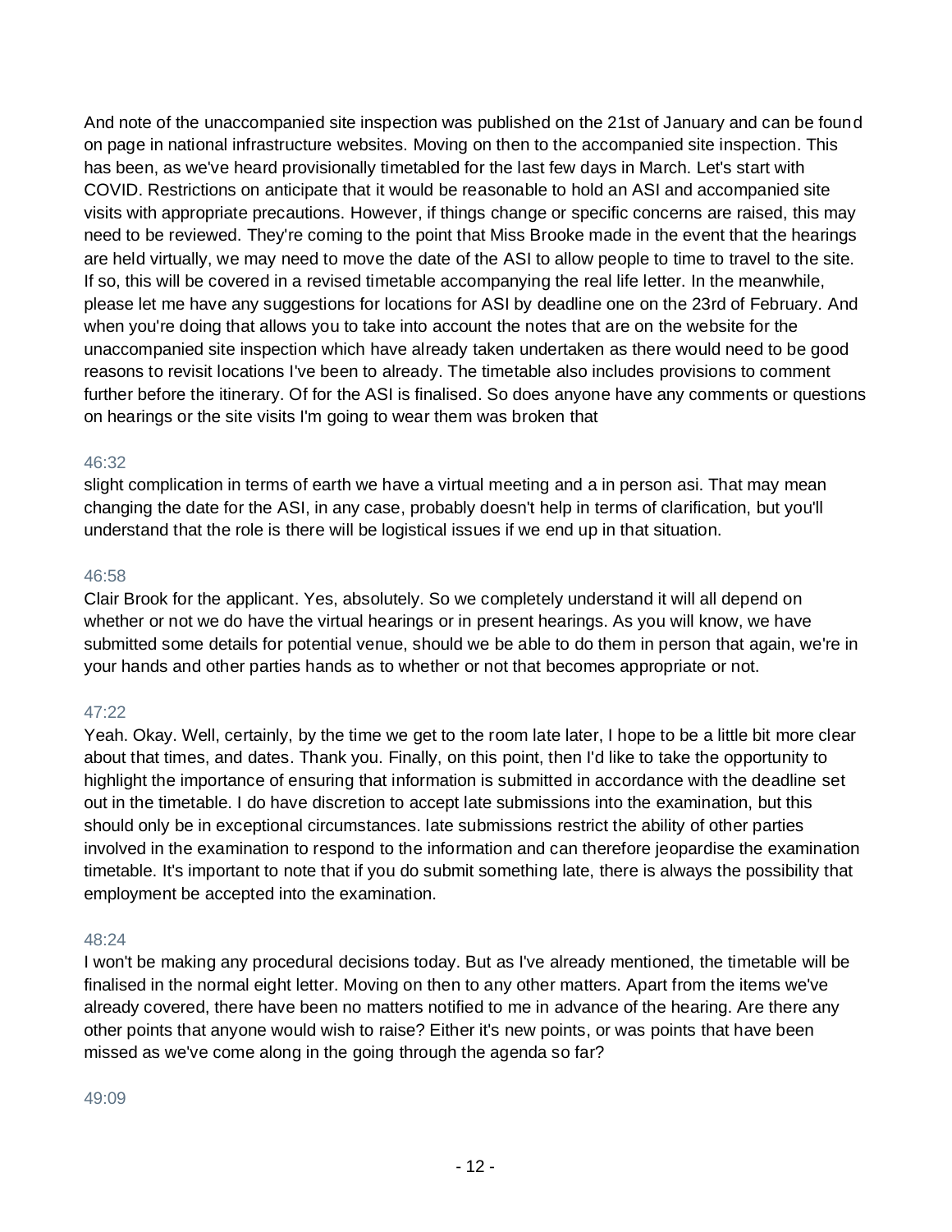And note of the unaccompanied site inspection was published on the 21st of January and can be found on page in national infrastructure websites. Moving on then to the accompanied site inspection. This has been, as we've heard provisionally timetabled for the last few days in March. Let's start with COVID. Restrictions on anticipate that it would be reasonable to hold an ASI and accompanied site visits with appropriate precautions. However, if things change or specific concerns are raised, this may need to be reviewed. They're coming to the point that Miss Brooke made in the event that the hearings are held virtually, we may need to move the date of the ASI to allow people to time to travel to the site. If so, this will be covered in a revised timetable accompanying the real life letter. In the meanwhile, please let me have any suggestions for locations for ASI by deadline one on the 23rd of February. And when you're doing that allows you to take into account the notes that are on the website for the unaccompanied site inspection which have already taken undertaken as there would need to be good reasons to revisit locations I've been to already. The timetable also includes provisions to comment further before the itinerary. Of for the ASI is finalised. So does anyone have any comments or questions on hearings or the site visits I'm going to wear them was broken that

46:32

slight complication in terms of earth we have a virtual meeting and a in person asi. That may mean changing the date for the ASI, in any case, probably doesn't help in terms of clarification, but you'll understand that the role is there will be logistical issues if we end up in that situation.

46:58

Clair Brook for the applicant. Yes, absolutely. So we completely understand it will all depend on whether or not we do have the virtual hearings or in present hearings. As you will know, we have submitted some details for potential venue, should we be able to do them in person that again, we're in your hands and other parties hands as to whether or not that becomes appropriate or not.

47:22

Yeah. Okay. Well, certainly, by the time we get to the room late later, I hope to be a little bit more clear about that times, and dates. Thank you. Finally, on this point, then I'd like to take the opportunity to highlight the importance of ensuring that information is submitted in accordance with the deadline set out in the timetable. I do have discretion to accept late submissions into the examination, but this should only be in exceptional circumstances. late submissions restrict the ability of other parties involved in the examination to respond to the information and can therefore jeopardise the examination timetable. It's important to note that if you do submit something late, there is always the possibility that employment be accepted into the examination.

48:24

I won't be making any procedural decisions today. But as I've already mentioned, the timetable will be finalised in the normal eight letter. Moving on then to any other matters. Apart from the items we've already covered, there have been no matters notified to me in advance of the hearing. Are there any other points that anyone would wish to raise? Either it's new points, or was points that have been missed as we've come along in the going through the agenda so far?

49:09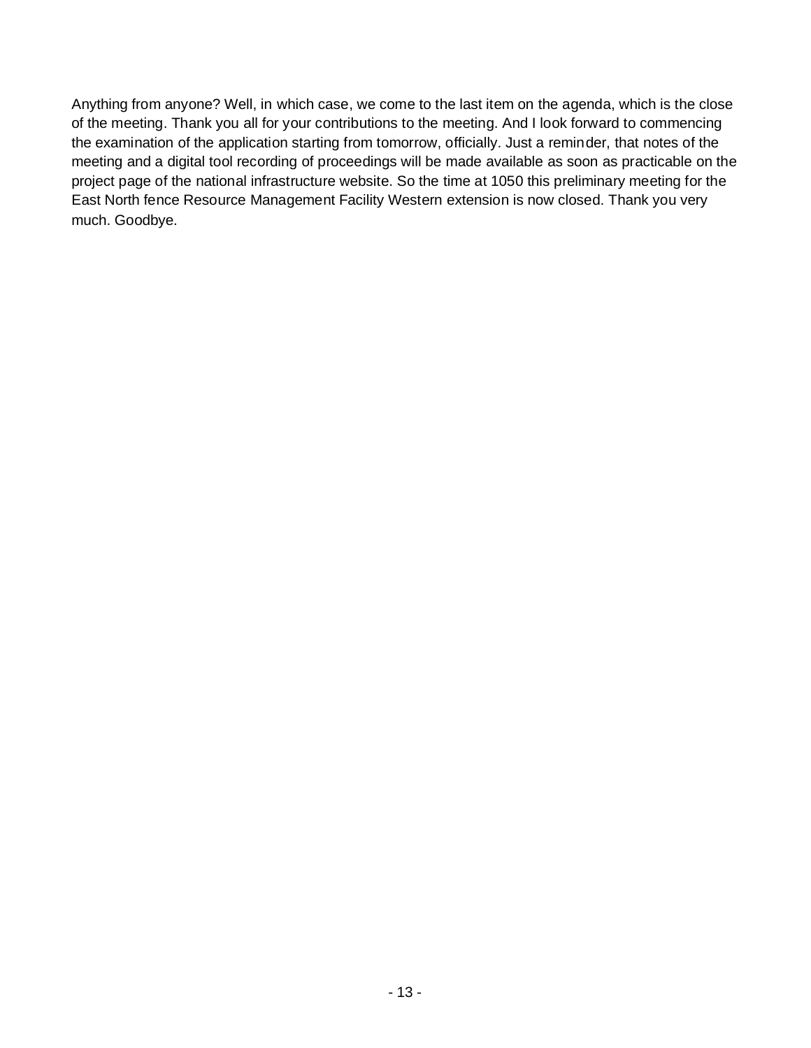Anything from anyone? Well, in which case, we come to the last item on the agenda, which is the close of the meeting. Thank you all for your contributions to the meeting. And I look forward to commencing the examination of the application starting from tomorrow, officially. Just a reminder, that notes of the meeting and a digital tool recording of proceedings will be made available as soon as practicable on the project page of the national infrastructure website. So the time at 1050 this preliminary meeting for the East North fence Resource Management Facility Western extension is now closed. Thank you very much. Goodbye.